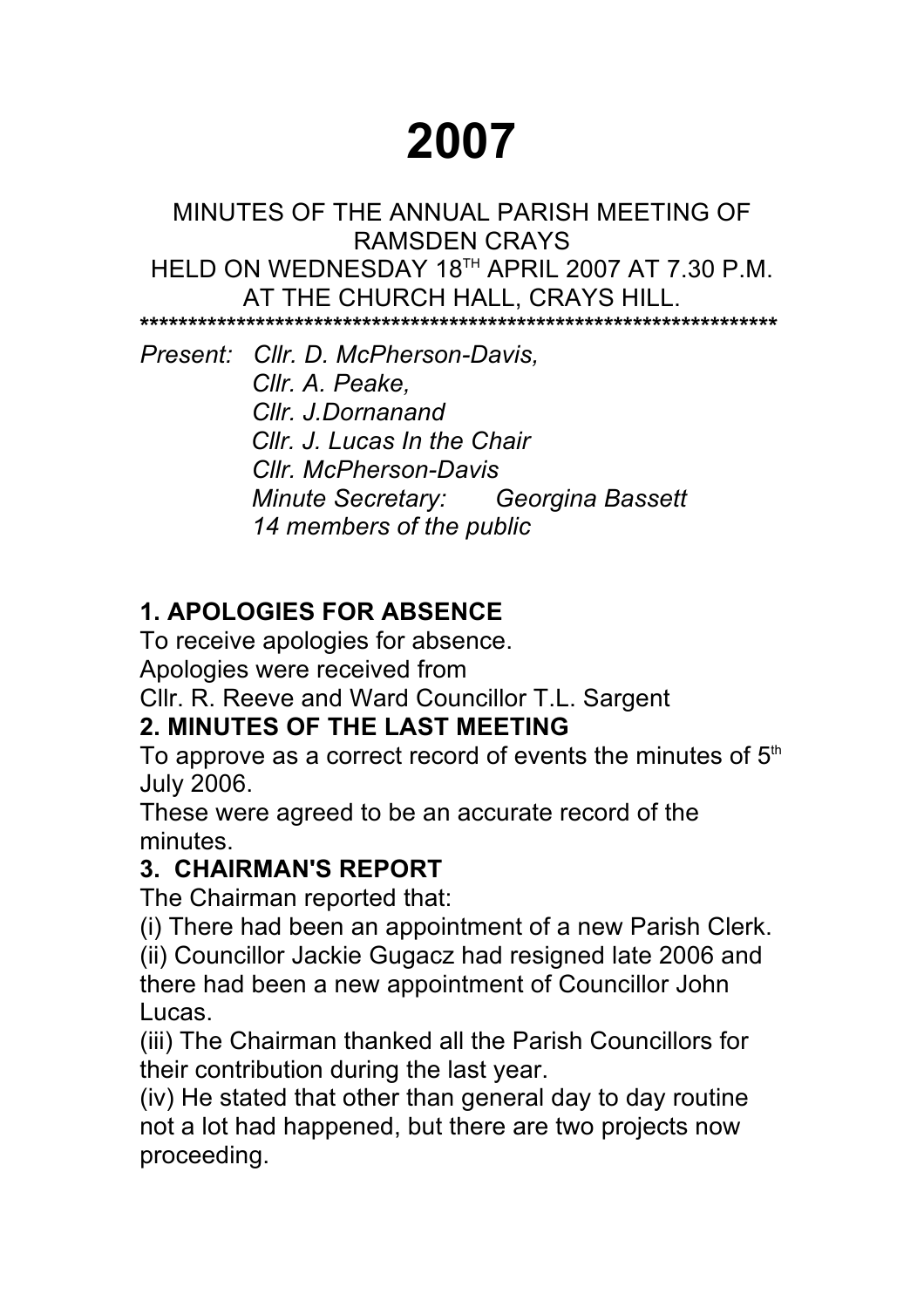# 2007

MINUTES OF THE ANNUAL PARISH MEETING OF RAMSDEN CRAYS
HELD ON WEDNESDAY 18TH APRIL 2007 AT 7.30 P.M.
AT THE CHURCH HALL, CRAYS HILL.

******************************************************************

*Present: Cllr. D. McPherson-Davis,*
*Cllr. A. Peake,*
*Cllr. J.Dornanand*
*Cllr. J. Lucas In the Chair*
*Cllr. McPherson-Davis*
*Minute Secretary: Georgina Bassett*
*14 members of the public*

**1. APOLOGIES FOR ABSENCE**

To receive apologies for absence.
Apologies were received from
Cllr. R. Reeve and Ward Councillor T.L. Sargent

**2. MINUTES OF THE LAST MEETING**

To approve as a correct record of events the minutes of 5th July 2006.
These were agreed to be an accurate record of the minutes.

**3. CHAIRMAN'S REPORT**

The Chairman reported that:
(i) There had been an appointment of a new Parish Clerk.
(ii) Councillor Jackie Gugacz had resigned late 2006 and there had been a new appointment of Councillor John Lucas.
(iii) The Chairman thanked all the Parish Councillors for their contribution during the last year.
(iv) He stated that other than general day to day routine not a lot had happened, but there are two projects now proceeding.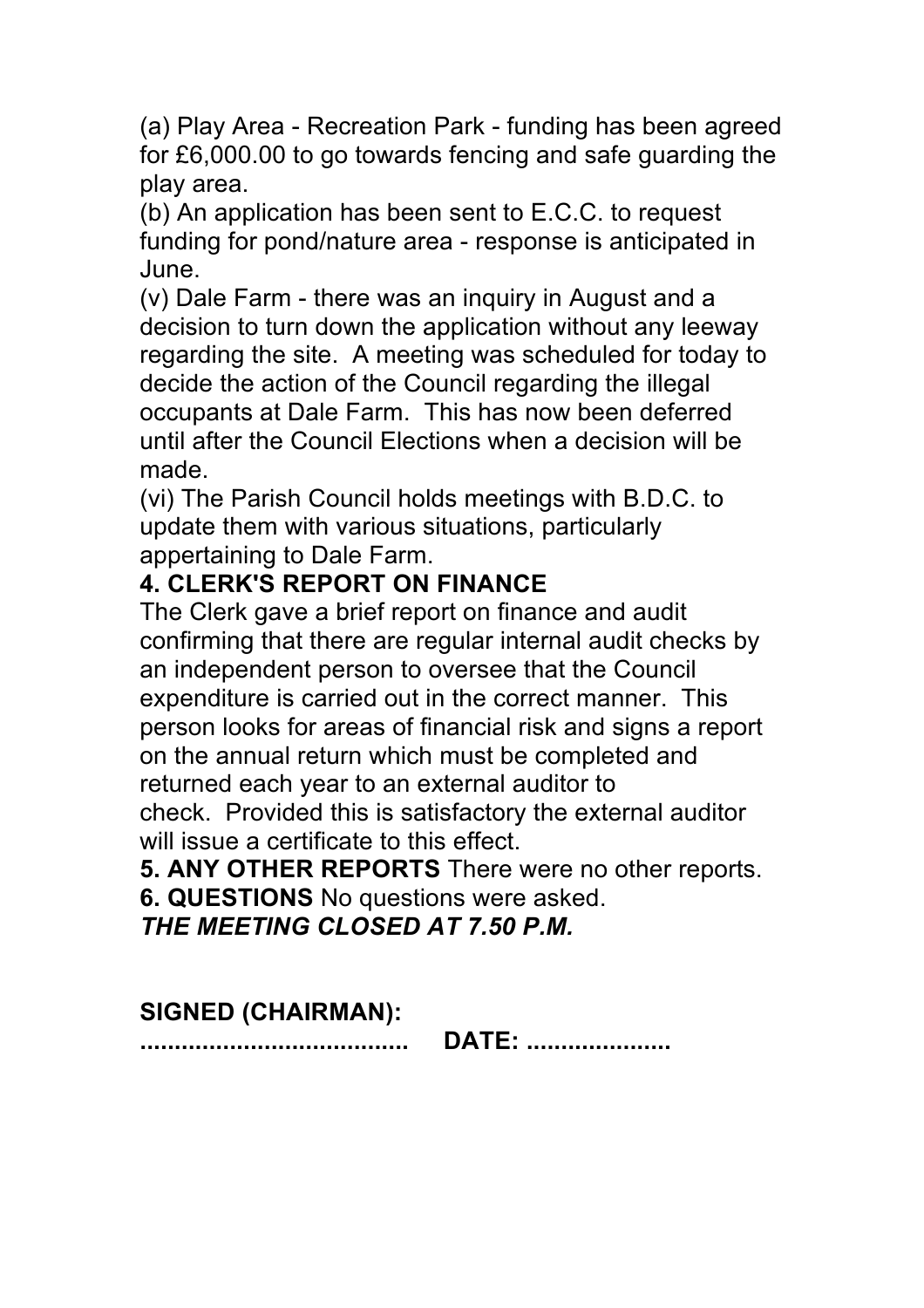(a) Play Area - Recreation Park - funding has been agreed for £6,000.00 to go towards fencing and safe guarding the play area.

(b) An application has been sent to E.C.C. to request funding for pond/nature area - response is anticipated in June.

(v) Dale Farm - there was an inquiry in August and a decision to turn down the application without any leeway regarding the site. A meeting was scheduled for today to decide the action of the Council regarding the illegal occupants at Dale Farm. This has now been deferred until after the Council Elections when a decision will be made.

(vi) The Parish Council holds meetings with B.D.C. to update them with various situations, particularly appertaining to Dale Farm.

**4. CLERK'S REPORT ON FINANCE**

The Clerk gave a brief report on finance and audit confirming that there are regular internal audit checks by an independent person to oversee that the Council expenditure is carried out in the correct manner. This person looks for areas of financial risk and signs a report on the annual return which must be completed and returned each year to an external auditor to check. Provided this is satisfactory the external auditor will issue a certificate to this effect.

**5. ANY OTHER REPORTS** There were no other reports.

**6. QUESTIONS** No questions were asked.

***THE MEETING CLOSED AT 7.50 P.M.***

**SIGNED (CHAIRMAN):**

**....................................... DATE: .....................**